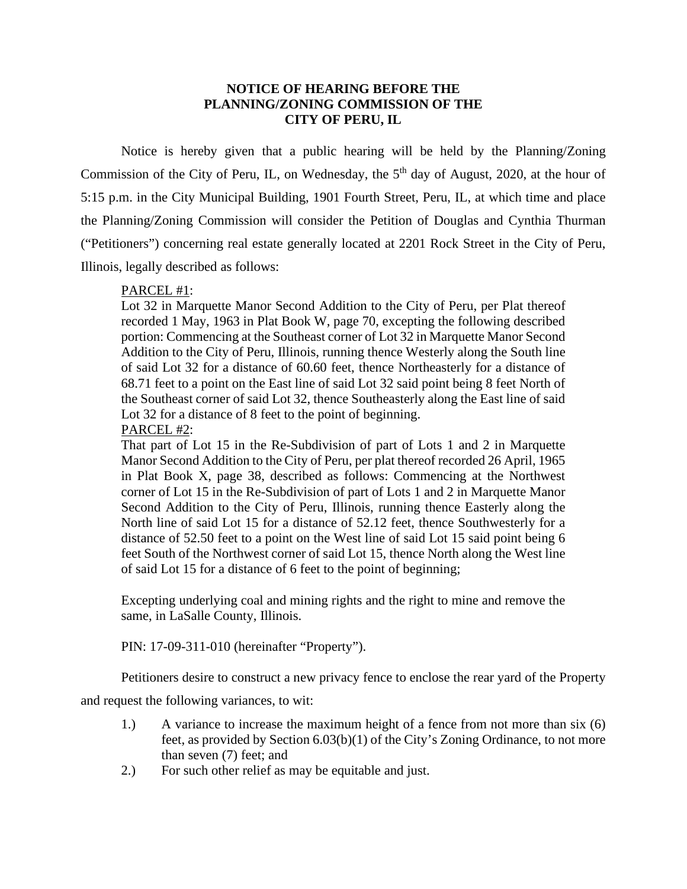**NOTICE OF HEARING BEFORE THE PLANNING/ZONING COMMISSION OF THE CITY OF PERU, IL**

Notice is hereby given that a public hearing will be held by the Planning/Zoning Commission of the City of Peru, IL, on Wednesday, the 5th day of August, 2020, at the hour of 5:15 p.m. in the City Municipal Building, 1901 Fourth Street, Peru, IL, at which time and place the Planning/Zoning Commission will consider the Petition of Douglas and Cynthia Thurman ("Petitioners") concerning real estate generally located at 2201 Rock Street in the City of Peru, Illinois, legally described as follows:

> PARCEL #1:
> Lot 32 in Marquette Manor Second Addition to the City of Peru, per Plat thereof recorded 1 May, 1963 in Plat Book W, page 70, excepting the following described portion: Commencing at the Southeast corner of Lot 32 in Marquette Manor Second Addition to the City of Peru, Illinois, running thence Westerly along the South line of said Lot 32 for a distance of 60.60 feet, thence Northeasterly for a distance of 68.71 feet to a point on the East line of said Lot 32 said point being 8 feet North of the Southeast corner of said Lot 32, thence Southeasterly along the East line of said Lot 32 for a distance of 8 feet to the point of beginning.
> PARCEL #2:
> That part of Lot 15 in the Re-Subdivision of part of Lots 1 and 2 in Marquette Manor Second Addition to the City of Peru, per plat thereof recorded 26 April, 1965 in Plat Book X, page 38, described as follows: Commencing at the Northwest corner of Lot 15 in the Re-Subdivision of part of Lots 1 and 2 in Marquette Manor Second Addition to the City of Peru, Illinois, running thence Easterly along the North line of said Lot 15 for a distance of 52.12 feet, thence Southwesterly for a distance of 52.50 feet to a point on the West line of said Lot 15 said point being 6 feet South of the Northwest corner of said Lot 15, thence North along the West line of said Lot 15 for a distance of 6 feet to the point of beginning;
>
> Excepting underlying coal and mining rights and the right to mine and remove the same, in LaSalle County, Illinois.
>
> PIN: 17-09-311-010 (hereinafter "Property").

Petitioners desire to construct a new privacy fence to enclose the rear yard of the Property and request the following variances, to wit:

1.) A variance to increase the maximum height of a fence from not more than six (6) feet, as provided by Section 6.03(b)(1) of the City's Zoning Ordinance, to not more than seven (7) feet; and

2.) For such other relief as may be equitable and just.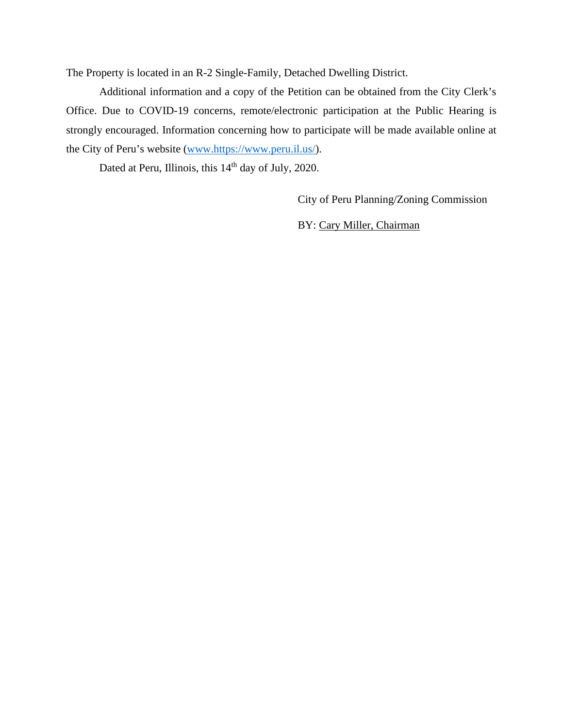The Property is located in an R-2 Single-Family, Detached Dwelling District.

Additional information and a copy of the Petition can be obtained from the City Clerk's Office. Due to COVID-19 concerns, remote/electronic participation at the Public Hearing is strongly encouraged. Information concerning how to participate will be made available online at the City of Peru's website (www.https://www.peru.il.us/).

Dated at Peru, Illinois, this 14th day of July, 2020.

City of Peru Planning/Zoning Commission

BY: Cary Miller, Chairman